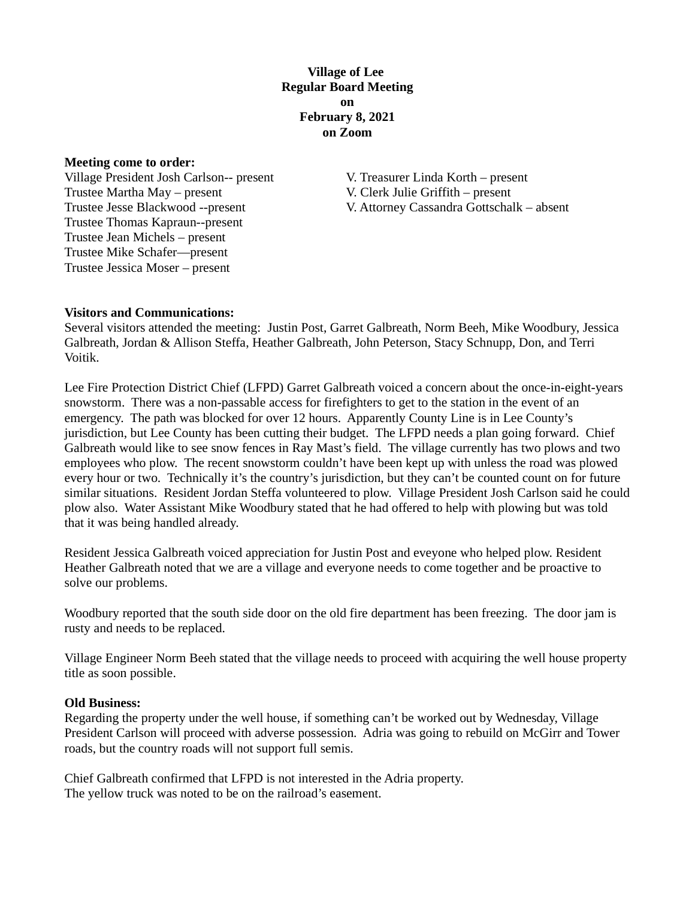**Village of Lee**
**Regular Board Meeting**
**on**
**February 8, 2021**
**on Zoom**

**Meeting come to order:**

Village President Josh Carlson-- present
Trustee Martha May – present
Trustee Jesse Blackwood --present
Trustee Thomas Kapraun--present
Trustee Jean Michels – present
Trustee Mike Schafer—present
Trustee Jessica Moser – present

V. Treasurer Linda Korth – present
V. Clerk Julie Griffith – present
V. Attorney Cassandra Gottschalk – absent

**Visitors and Communications:**

Several visitors attended the meeting: Justin Post, Garret Galbreath, Norm Beeh, Mike Woodbury, Jessica Galbreath, Jordan & Allison Steffa, Heather Galbreath, John Peterson, Stacy Schnupp, Don, and Terri Voitik.

Lee Fire Protection District Chief (LFPD) Garret Galbreath voiced a concern about the once-in-eight-years snowstorm. There was a non-passable access for firefighters to get to the station in the event of an emergency. The path was blocked for over 12 hours. Apparently County Line is in Lee County's jurisdiction, but Lee County has been cutting their budget. The LFPD needs a plan going forward. Chief Galbreath would like to see snow fences in Ray Mast's field. The village currently has two plows and two employees who plow. The recent snowstorm couldn't have been kept up with unless the road was plowed every hour or two. Technically it's the country's jurisdiction, but they can't be counted count on for future similar situations. Resident Jordan Steffa volunteered to plow. Village President Josh Carlson said he could plow also. Water Assistant Mike Woodbury stated that he had offered to help with plowing but was told that it was being handled already.

Resident Jessica Galbreath voiced appreciation for Justin Post and eveyone who helped plow. Resident Heather Galbreath noted that we are a village and everyone needs to come together and be proactive to solve our problems.

Woodbury reported that the south side door on the old fire department has been freezing. The door jam is rusty and needs to be replaced.

Village Engineer Norm Beeh stated that the village needs to proceed with acquiring the well house property title as soon possible.

**Old Business:**

Regarding the property under the well house, if something can't be worked out by Wednesday, Village President Carlson will proceed with adverse possession. Adria was going to rebuild on McGirr and Tower roads, but the country roads will not support full semis.

Chief Galbreath confirmed that LFPD is not interested in the Adria property.
The yellow truck was noted to be on the railroad's easement.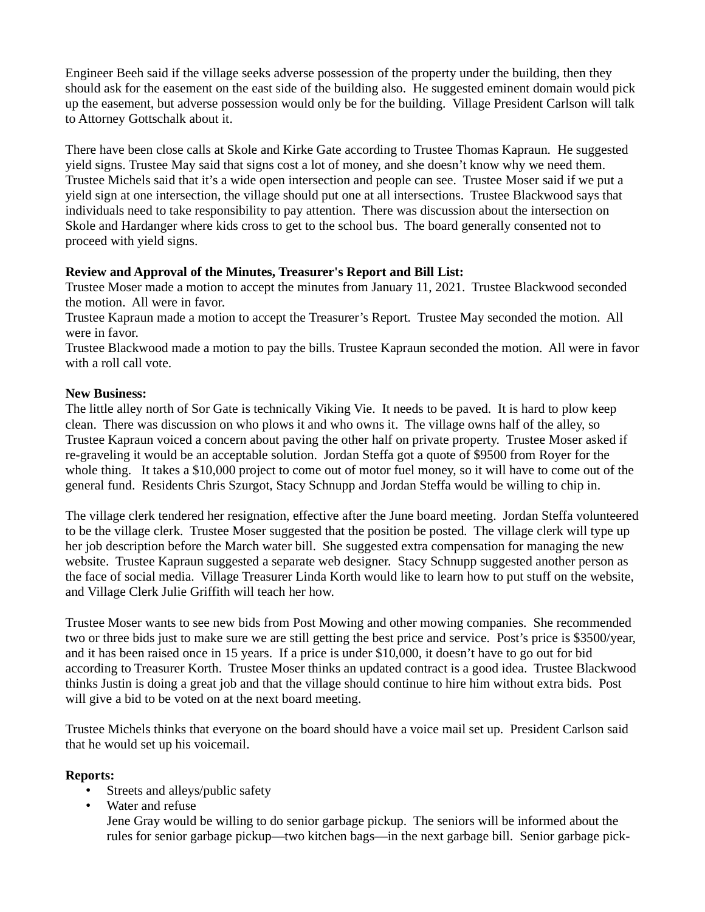Engineer Beeh said if the village seeks adverse possession of the property under the building, then they should ask for the easement on the east side of the building also. He suggested eminent domain would pick up the easement, but adverse possession would only be for the building. Village President Carlson will talk to Attorney Gottschalk about it.

There have been close calls at Skole and Kirke Gate according to Trustee Thomas Kapraun. He suggested yield signs. Trustee May said that signs cost a lot of money, and she doesn't know why we need them. Trustee Michels said that it's a wide open intersection and people can see. Trustee Moser said if we put a yield sign at one intersection, the village should put one at all intersections. Trustee Blackwood says that individuals need to take responsibility to pay attention. There was discussion about the intersection on Skole and Hardanger where kids cross to get to the school bus. The board generally consented not to proceed with yield signs.

**Review and Approval of the Minutes, Treasurer's Report and Bill List:**
Trustee Moser made a motion to accept the minutes from January 11, 2021. Trustee Blackwood seconded the motion. All were in favor.
Trustee Kapraun made a motion to accept the Treasurer's Report. Trustee May seconded the motion. All were in favor.
Trustee Blackwood made a motion to pay the bills. Trustee Kapraun seconded the motion. All were in favor with a roll call vote.

**New Business:**
The little alley north of Sor Gate is technically Viking Vie. It needs to be paved. It is hard to plow keep clean. There was discussion on who plows it and who owns it. The village owns half of the alley, so Trustee Kapraun voiced a concern about paving the other half on private property. Trustee Moser asked if re-graveling it would be an acceptable solution. Jordan Steffa got a quote of $9500 from Royer for the whole thing. It takes a $10,000 project to come out of motor fuel money, so it will have to come out of the general fund. Residents Chris Szurgot, Stacy Schnupp and Jordan Steffa would be willing to chip in.

The village clerk tendered her resignation, effective after the June board meeting. Jordan Steffa volunteered to be the village clerk. Trustee Moser suggested that the position be posted. The village clerk will type up her job description before the March water bill. She suggested extra compensation for managing the new website. Trustee Kapraun suggested a separate web designer. Stacy Schnupp suggested another person as the face of social media. Village Treasurer Linda Korth would like to learn how to put stuff on the website, and Village Clerk Julie Griffith will teach her how.

Trustee Moser wants to see new bids from Post Mowing and other mowing companies. She recommended two or three bids just to make sure we are still getting the best price and service. Post's price is $3500/year, and it has been raised once in 15 years. If a price is under $10,000, it doesn't have to go out for bid according to Treasurer Korth. Trustee Moser thinks an updated contract is a good idea. Trustee Blackwood thinks Justin is doing a great job and that the village should continue to hire him without extra bids. Post will give a bid to be voted on at the next board meeting.

Trustee Michels thinks that everyone on the board should have a voice mail set up. President Carlson said that he would set up his voicemail.

**Reports:**

- Streets and alleys/public safety
- Water and refuse
  Jene Gray would be willing to do senior garbage pickup. The seniors will be informed about the rules for senior garbage pickup—two kitchen bags—in the next garbage bill. Senior garbage pick-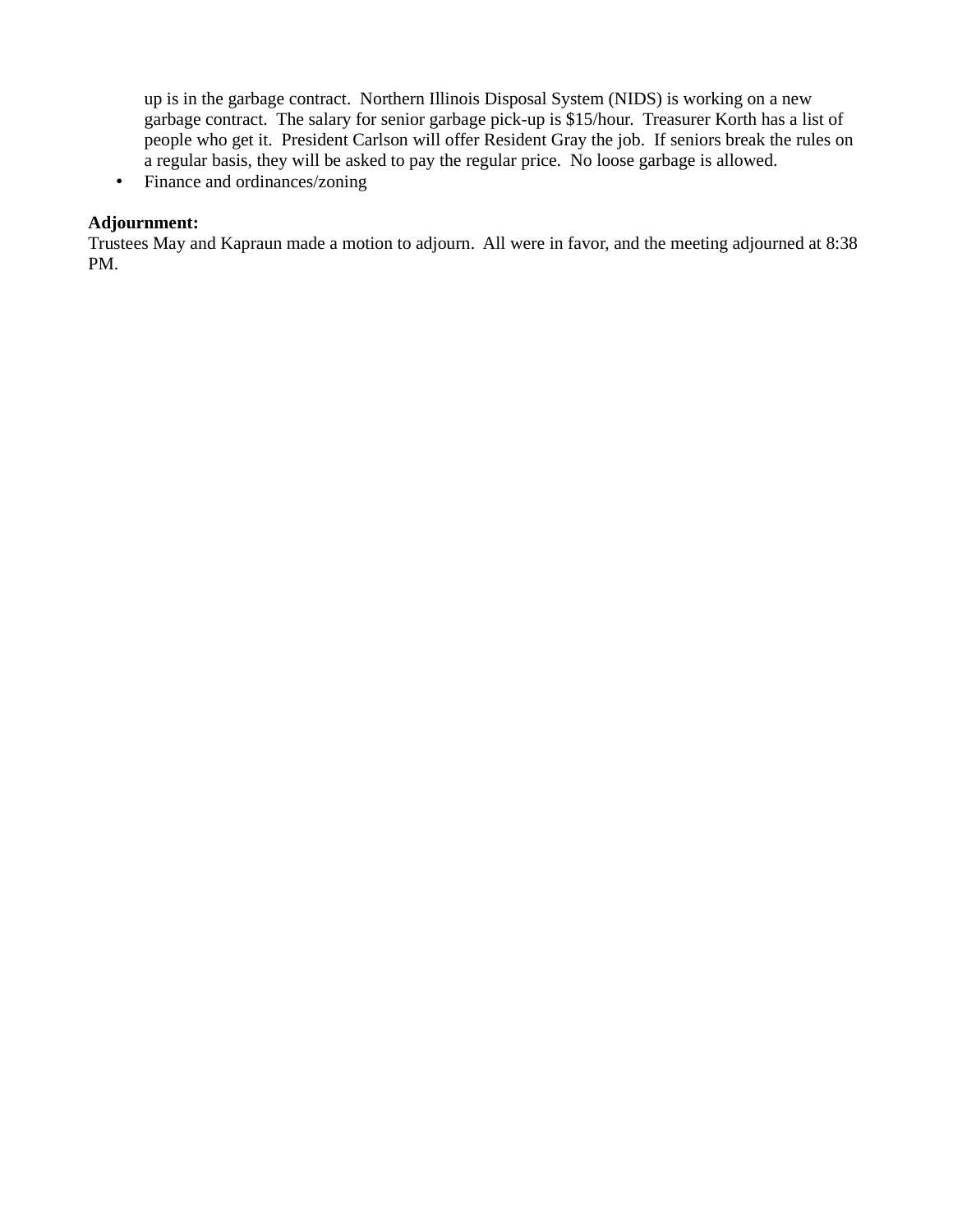up is in the garbage contract. Northern Illinois Disposal System (NIDS) is working on a new garbage contract. The salary for senior garbage pick-up is $15/hour. Treasurer Korth has a list of people who get it. President Carlson will offer Resident Gray the job. If seniors break the rules on a regular basis, they will be asked to pay the regular price. No loose garbage is allowed.

- Finance and ordinances/zoning

**Adjournment:**

Trustees May and Kapraun made a motion to adjourn. All were in favor, and the meeting adjourned at 8:38 PM.